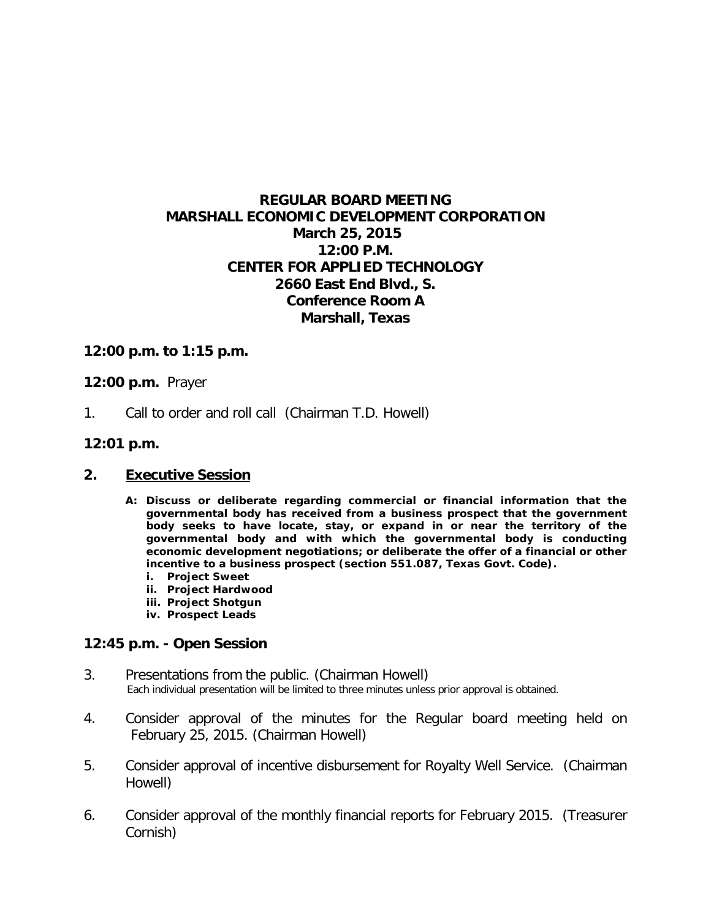# REGULAR BOARD MEETING
# MARSHALL ECONOMIC DEVELOPMENT CORPORATION

**March 25, 2015**
**12:00 P.M.**
**CENTER FOR APPLIED TECHNOLOGY**
**2660 East End Blvd., S.**
**Conference Room A**
**Marshall, Texas**

**12:00 p.m. to 1:15 p.m.**

**12:00 p.m.** Prayer

1. Call to order and roll call (Chairman T.D. Howell)

**12:01 p.m.**

## 2. Executive Session

**A: Discuss or deliberate regarding commercial or financial information that the governmental body has received from a business prospect that the government body seeks to have locate, stay, or expand in or near the territory of the governmental body and with which the governmental body is conducting economic development negotiations; or deliberate the offer of a financial or other incentive to a business prospect (section 551.087, Texas Govt. Code).**

- **i. Project Sweet**
- **ii. Project Hardwood**
- **iii. Project Shotgun**
- **iv. Prospect Leads**

**12:45 p.m. - Open Session**

3. Presentations from the public. (Chairman Howell)
   Each individual presentation will be limited to three minutes unless prior approval is obtained.

4. Consider approval of the minutes for the Regular board meeting held on February 25, 2015. (Chairman Howell)

5. Consider approval of incentive disbursement for Royalty Well Service. (Chairman Howell)

6. Consider approval of the monthly financial reports for February 2015. (Treasurer Cornish)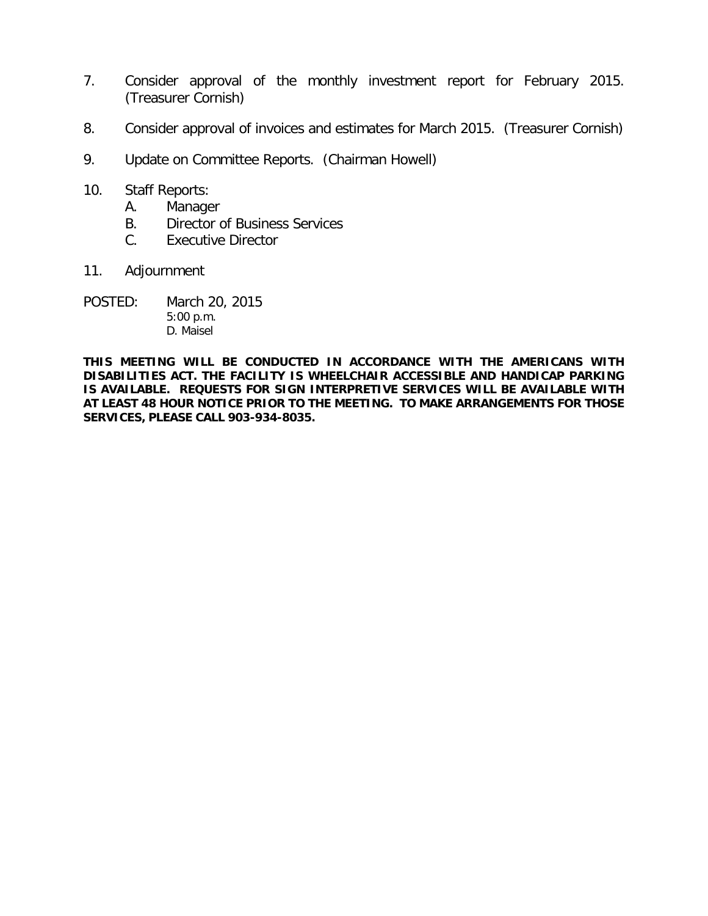7. Consider approval of the monthly investment report for February 2015. (Treasurer Cornish)

8. Consider approval of invoices and estimates for March 2015. (Treasurer Cornish)

9. Update on Committee Reports. (Chairman Howell)

10. Staff Reports:
    A. Manager
    B. Director of Business Services
    C. Executive Director

11. Adjournment

POSTED: March 20, 2015
5:00 p.m.
D. Maisel

**THIS MEETING WILL BE CONDUCTED IN ACCORDANCE WITH THE AMERICANS WITH DISABILITIES ACT. THE FACILITY IS WHEELCHAIR ACCESSIBLE AND HANDICAP PARKING IS AVAILABLE. REQUESTS FOR SIGN INTERPRETIVE SERVICES WILL BE AVAILABLE WITH AT LEAST 48 HOUR NOTICE PRIOR TO THE MEETING. TO MAKE ARRANGEMENTS FOR THOSE SERVICES, PLEASE CALL 903-934-8035.**